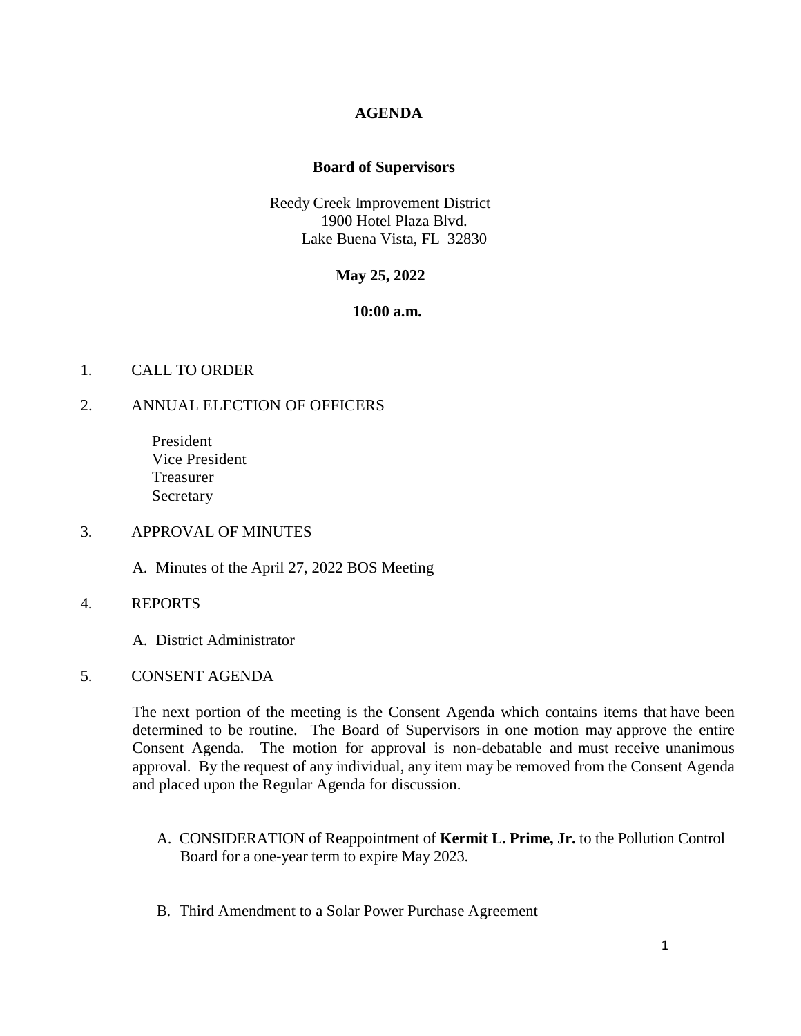# AGENDA

## Board of Supervisors

Reedy Creek Improvement District
1900 Hotel Plaza Blvd.
Lake Buena Vista, FL 32830

**May 25, 2022**

**10:00 a.m.**

1. CALL TO ORDER

2. ANNUAL ELECTION OF OFFICERS

   President
   Vice President
   Treasurer
   Secretary

3. APPROVAL OF MINUTES

   A. Minutes of the April 27, 2022 BOS Meeting

4. REPORTS

   A. District Administrator

5. CONSENT AGENDA

   The next portion of the meeting is the Consent Agenda which contains items that have been determined to be routine. The Board of Supervisors in one motion may approve the entire Consent Agenda. The motion for approval is non-debatable and must receive unanimous approval. By the request of any individual, any item may be removed from the Consent Agenda and placed upon the Regular Agenda for discussion.

   A. CONSIDERATION of Reappointment of **Kermit L. Prime, Jr.** to the Pollution Control Board for a one-year term to expire May 2023.

   B. Third Amendment to a Solar Power Purchase Agreement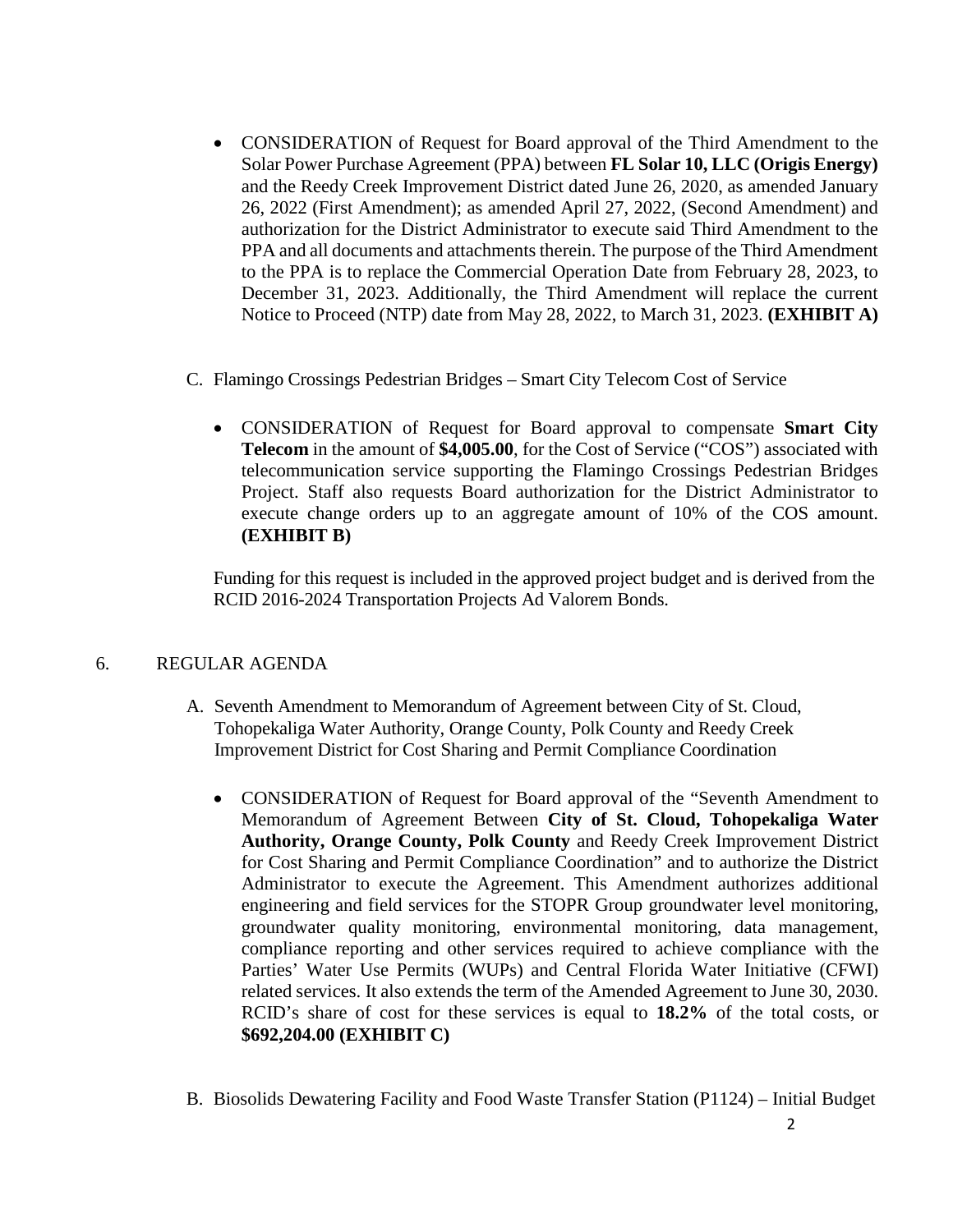- CONSIDERATION of Request for Board approval of the Third Amendment to the Solar Power Purchase Agreement (PPA) between **FL Solar 10, LLC (Origis Energy)** and the Reedy Creek Improvement District dated June 26, 2020, as amended January 26, 2022 (First Amendment); as amended April 27, 2022, (Second Amendment) and authorization for the District Administrator to execute said Third Amendment to the PPA and all documents and attachments therein. The purpose of the Third Amendment to the PPA is to replace the Commercial Operation Date from February 28, 2023, to December 31, 2023. Additionally, the Third Amendment will replace the current Notice to Proceed (NTP) date from May 28, 2022, to March 31, 2023. **(EXHIBIT A)**

C. Flamingo Crossings Pedestrian Bridges – Smart City Telecom Cost of Service

- CONSIDERATION of Request for Board approval to compensate **Smart City Telecom** in the amount of **$4,005.00**, for the Cost of Service ("COS") associated with telecommunication service supporting the Flamingo Crossings Pedestrian Bridges Project. Staff also requests Board authorization for the District Administrator to execute change orders up to an aggregate amount of 10% of the COS amount. **(EXHIBIT B)**

Funding for this request is included in the approved project budget and is derived from the RCID 2016-2024 Transportation Projects Ad Valorem Bonds.

6. REGULAR AGENDA

A. Seventh Amendment to Memorandum of Agreement between City of St. Cloud, Tohopekaliga Water Authority, Orange County, Polk County and Reedy Creek Improvement District for Cost Sharing and Permit Compliance Coordination

- CONSIDERATION of Request for Board approval of the "Seventh Amendment to Memorandum of Agreement Between **City of St. Cloud, Tohopekaliga Water Authority, Orange County, Polk County** and Reedy Creek Improvement District for Cost Sharing and Permit Compliance Coordination" and to authorize the District Administrator to execute the Agreement. This Amendment authorizes additional engineering and field services for the STOPR Group groundwater level monitoring, groundwater quality monitoring, environmental monitoring, data management, compliance reporting and other services required to achieve compliance with the Parties' Water Use Permits (WUPs) and Central Florida Water Initiative (CFWI) related services. It also extends the term of the Amended Agreement to June 30, 2030. RCID's share of cost for these services is equal to **18.2%** of the total costs, or **$692,204.00 (EXHIBIT C)**

B. Biosolids Dewatering Facility and Food Waste Transfer Station (P1124) – Initial Budget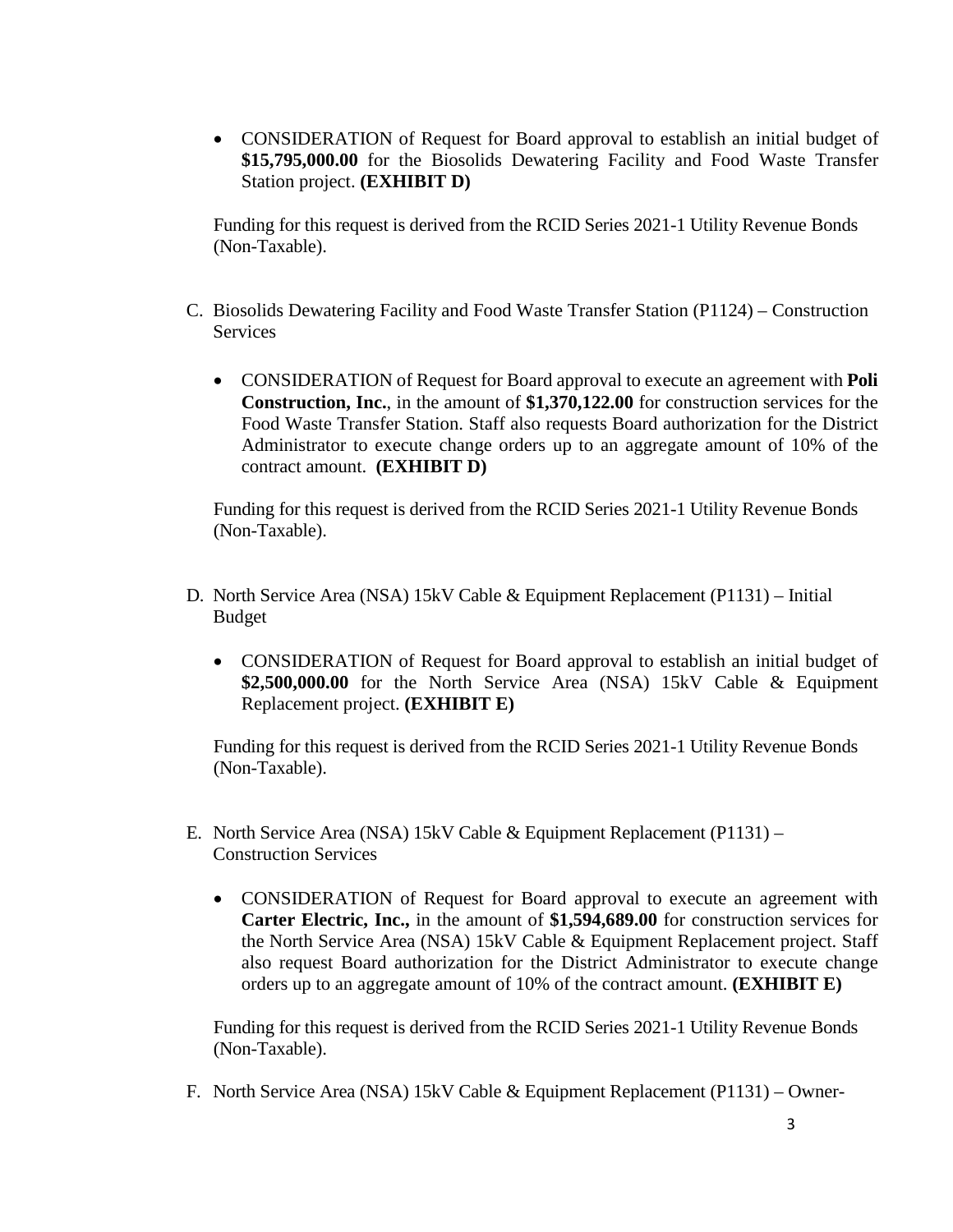- CONSIDERATION of Request for Board approval to establish an initial budget of **$15,795,000.00** for the Biosolids Dewatering Facility and Food Waste Transfer Station project. **(EXHIBIT D)**

  Funding for this request is derived from the RCID Series 2021-1 Utility Revenue Bonds (Non-Taxable).

C. Biosolids Dewatering Facility and Food Waste Transfer Station (P1124) – Construction Services

- CONSIDERATION of Request for Board approval to execute an agreement with **Poli Construction, Inc.**, in the amount of **$1,370,122.00** for construction services for the Food Waste Transfer Station. Staff also requests Board authorization for the District Administrator to execute change orders up to an aggregate amount of 10% of the contract amount. **(EXHIBIT D)**

  Funding for this request is derived from the RCID Series 2021-1 Utility Revenue Bonds (Non-Taxable).

D. North Service Area (NSA) 15kV Cable & Equipment Replacement (P1131) – Initial Budget

- CONSIDERATION of Request for Board approval to establish an initial budget of **$2,500,000.00** for the North Service Area (NSA) 15kV Cable & Equipment Replacement project. **(EXHIBIT E)**

  Funding for this request is derived from the RCID Series 2021-1 Utility Revenue Bonds (Non-Taxable).

E. North Service Area (NSA) 15kV Cable & Equipment Replacement (P1131) – Construction Services

- CONSIDERATION of Request for Board approval to execute an agreement with **Carter Electric, Inc.,** in the amount of **$1,594,689.00** for construction services for the North Service Area (NSA) 15kV Cable & Equipment Replacement project. Staff also request Board authorization for the District Administrator to execute change orders up to an aggregate amount of 10% of the contract amount. **(EXHIBIT E)**

  Funding for this request is derived from the RCID Series 2021-1 Utility Revenue Bonds (Non-Taxable).

F. North Service Area (NSA) 15kV Cable & Equipment Replacement (P1131) – Owner-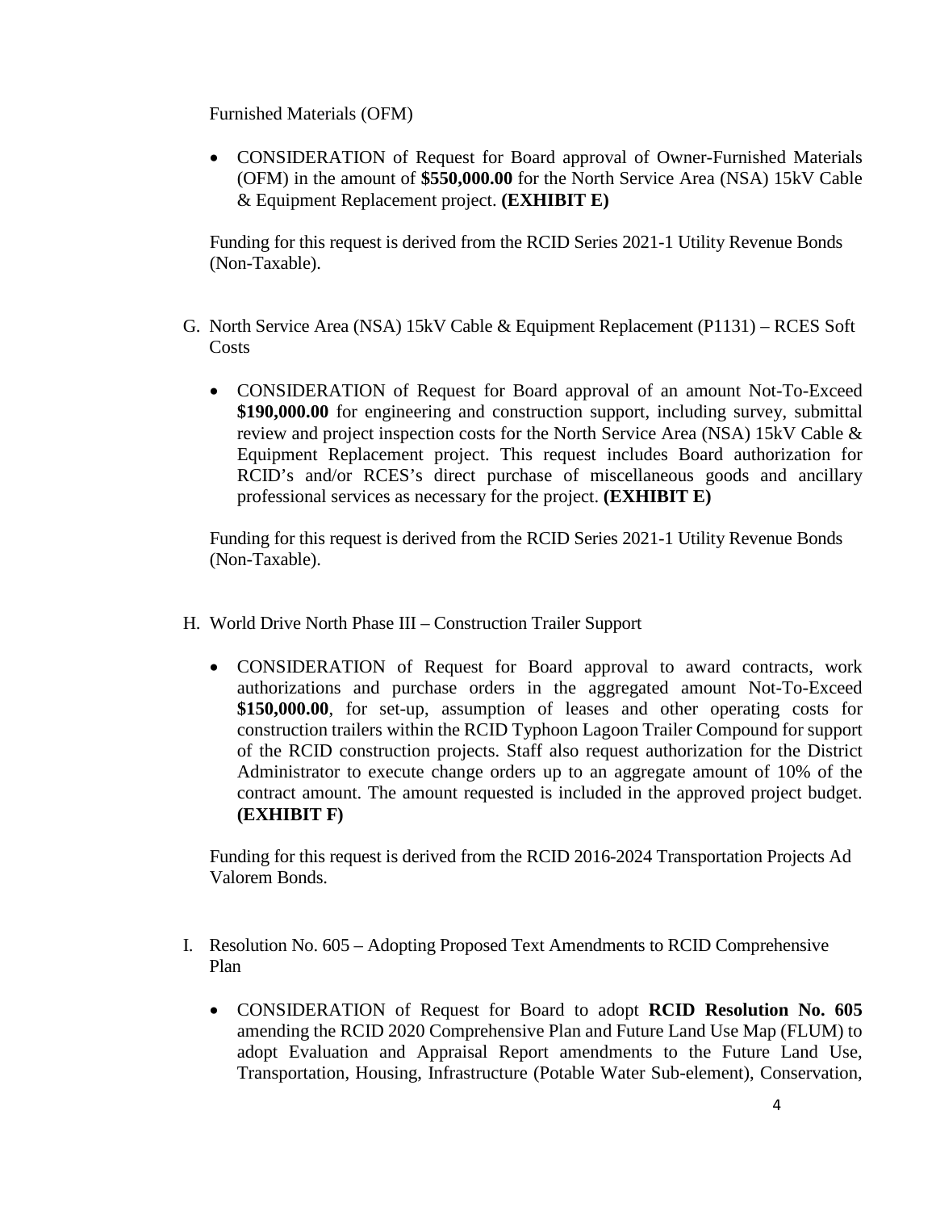Furnished Materials (OFM)

- CONSIDERATION of Request for Board approval of Owner-Furnished Materials (OFM) in the amount of **$550,000.00** for the North Service Area (NSA) 15kV Cable & Equipment Replacement project. **(EXHIBIT E)**

Funding for this request is derived from the RCID Series 2021-1 Utility Revenue Bonds (Non-Taxable).

G. North Service Area (NSA) 15kV Cable & Equipment Replacement (P1131) – RCES Soft Costs

- CONSIDERATION of Request for Board approval of an amount Not-To-Exceed **$190,000.00** for engineering and construction support, including survey, submittal review and project inspection costs for the North Service Area (NSA) 15kV Cable & Equipment Replacement project. This request includes Board authorization for RCID's and/or RCES's direct purchase of miscellaneous goods and ancillary professional services as necessary for the project. **(EXHIBIT E)**

Funding for this request is derived from the RCID Series 2021-1 Utility Revenue Bonds (Non-Taxable).

H. World Drive North Phase III – Construction Trailer Support

- CONSIDERATION of Request for Board approval to award contracts, work authorizations and purchase orders in the aggregated amount Not-To-Exceed **$150,000.00**, for set-up, assumption of leases and other operating costs for construction trailers within the RCID Typhoon Lagoon Trailer Compound for support of the RCID construction projects. Staff also request authorization for the District Administrator to execute change orders up to an aggregate amount of 10% of the contract amount. The amount requested is included in the approved project budget. **(EXHIBIT F)**

Funding for this request is derived from the RCID 2016-2024 Transportation Projects Ad Valorem Bonds.

I. Resolution No. 605 – Adopting Proposed Text Amendments to RCID Comprehensive Plan

- CONSIDERATION of Request for Board to adopt **RCID Resolution No. 605** amending the RCID 2020 Comprehensive Plan and Future Land Use Map (FLUM) to adopt Evaluation and Appraisal Report amendments to the Future Land Use, Transportation, Housing, Infrastructure (Potable Water Sub-element), Conservation,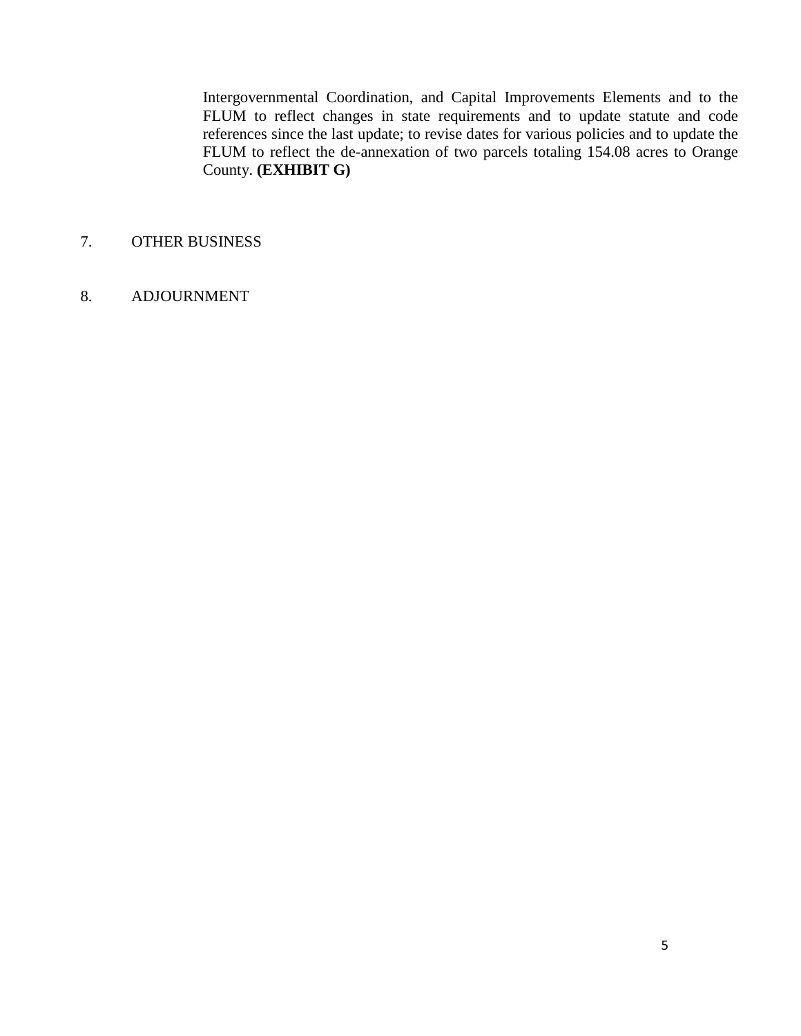Intergovernmental Coordination, and Capital Improvements Elements and to the FLUM to reflect changes in state requirements and to update statute and code references since the last update; to revise dates for various policies and to update the FLUM to reflect the de-annexation of two parcels totaling 154.08 acres to Orange County. **(EXHIBIT G)**

7. OTHER BUSINESS

8. ADJOURNMENT